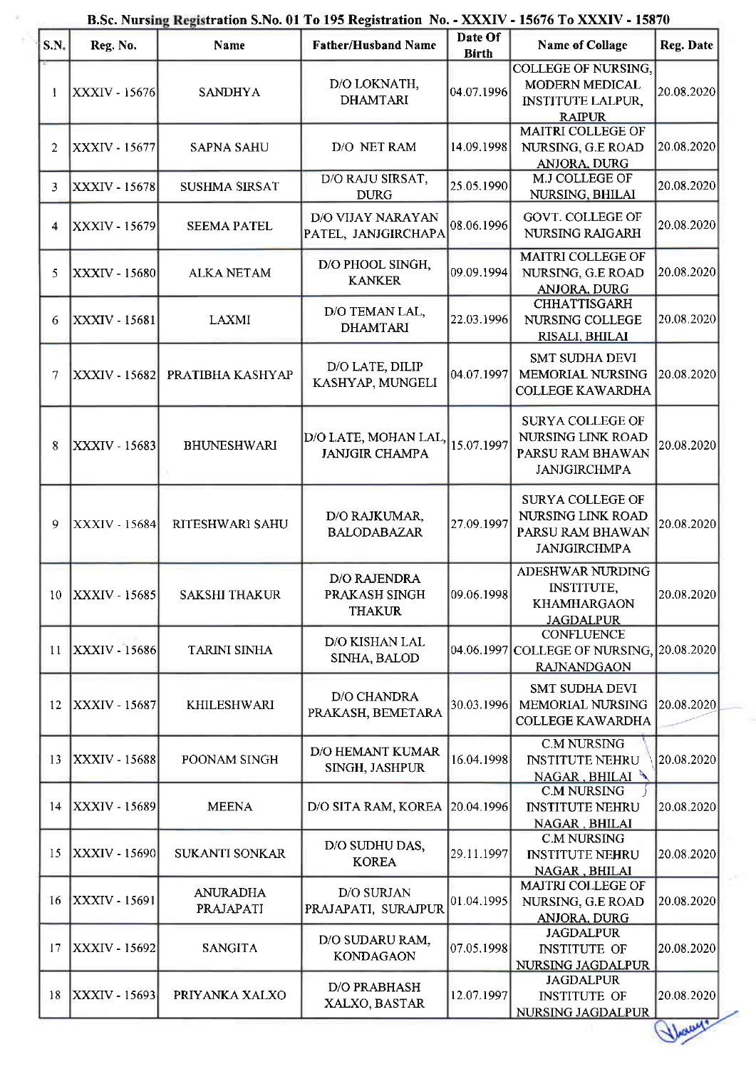**B.Sc. Nursing Registration S.No. 01 To 195 Registration No. - XXXIV - 15676 To XXXIV - 15870**

| S.N. | Reg. No. | Name | Father/Husband Name | Date Of Birth | Name of Collage | Reg. Date |
|---|---|---|---|---|---|---|
| 1 | XXXIV - 15676 | SANDHYA | D/O LOKNATH, DHAMTARI | 04.07.1996 | COLLEGE OF NURSING, MODERN MEDICAL INSTITUTE LALPUR, RAIPUR | 20.08.2020 |
| 2 | XXXIV - 15677 | SAPNA SAHU | D/O NET RAM | 14.09.1998 | MAITRI COLLEGE OF NURSING, G.E ROAD ANJORA, DURG | 20.08.2020 |
| 3 | XXXIV - 15678 | SUSHMA SIRSAT | D/O RAJU SIRSAT, DURG | 25.05.1990 | M.J COLLEGE OF NURSING, BHILAI | 20.08.2020 |
| 4 | XXXIV - 15679 | SEEMA PATEL | D/O VIJAY NARAYAN PATEL, JANJGIRCHAPA | 08.06.1996 | GOVT. COLLEGE OF NURSING RAIGARH | 20.08.2020 |
| 5 | XXXIV - 15680 | ALKA NETAM | D/O PHOOL SINGH, KANKER | 09.09.1994 | MAITRI COLLEGE OF NURSING, G.E ROAD ANJORA, DURG | 20.08.2020 |
| 6 | XXXIV - 15681 | LAXMI | D/O TEMAN LAL, DHAMTARI | 22.03.1996 | CHHATTISGARH NURSING COLLEGE RISALI, BHILAI | 20.08.2020 |
| 7 | XXXIV - 15682 | PRATIBHA KASHYAP | D/O LATE, DILIP KASHYAP, MUNGELI | 04.07.1997 | SMT SUDHA DEVI MEMORIAL NURSING COLLEGE KAWARDHA | 20.08.2020 |
| 8 | XXXIV - 15683 | BHUNESHWARI | D/O LATE, MOHAN LAL, JANJGIR CHAMPA | 15.07.1997 | SURYA COLLEGE OF NURSING LINK ROAD PARSU RAM BHAWAN JANJGIRCHMPA | 20.08.2020 |
| 9 | XXXIV - 15684 | RITESHWARI SAHU | D/O RAJKUMAR, BALODABAZAR | 27.09.1997 | SURYA COLLEGE OF NURSING LINK ROAD PARSU RAM BHAWAN JANJGIRCHMPA | 20.08.2020 |
| 10 | XXXIV - 15685 | SAKSHI THAKUR | D/O RAJENDRA PRAKASH SINGH THAKUR | 09.06.1998 | ADESHWAR NURDING INSTITUTE, KHAMHARGAON JAGDALPUR | 20.08.2020 |
| 11 | XXXIV - 15686 | TARINI SINHA | D/O KISHAN LAL SINHA, BALOD | 04.06.1997 | CONFLUENCE COLLEGE OF NURSING, RAJNANDGAON | 20.08.2020 |
| 12 | XXXIV - 15687 | KHILESHWARI | D/O CHANDRA PRAKASH, BEMETARA | 30.03.1996 | SMT SUDHA DEVI MEMORIAL NURSING COLLEGE KAWARDHA | 20.08.2020 |
| 13 | XXXIV - 15688 | POONAM SINGH | D/O HEMANT KUMAR SINGH, JASHPUR | 16.04.1998 | C.M NURSING INSTITUTE NEHRU NAGAR , BHILAI | 20.08.2020 |
| 14 | XXXIV - 15689 | MEENA | D/O SITA RAM, KOREA | 20.04.1996 | C.M NURSING INSTITUTE NEHRU NAGAR , BHILAI | 20.08.2020 |
| 15 | XXXIV - 15690 | SUKANTI SONKAR | D/O SUDHU DAS, KOREA | 29.11.1997 | C.M NURSING INSTITUTE NEHRU NAGAR , BHILAI | 20.08.2020 |
| 16 | XXXIV - 15691 | ANURADHA PRAJAPATI | D/O SURJAN PRAJAPATI, SURAJPUR | 01.04.1995 | MAITRI COLLEGE OF NURSING, G.E ROAD ANJORA, DURG | 20.08.2020 |
| 17 | XXXIV - 15692 | SANGITA | D/O SUDARU RAM, KONDAGAON | 07.05.1998 | JAGDALPUR INSTITUTE OF NURSING JAGDALPUR | 20.08.2020 |
| 18 | XXXIV - 15693 | PRIYANKA XALXO | D/O PRABHASH XALXO, BASTAR | 12.07.1997 | JAGDALPUR INSTITUTE OF NURSING JAGDALPUR | 20.08.2020 |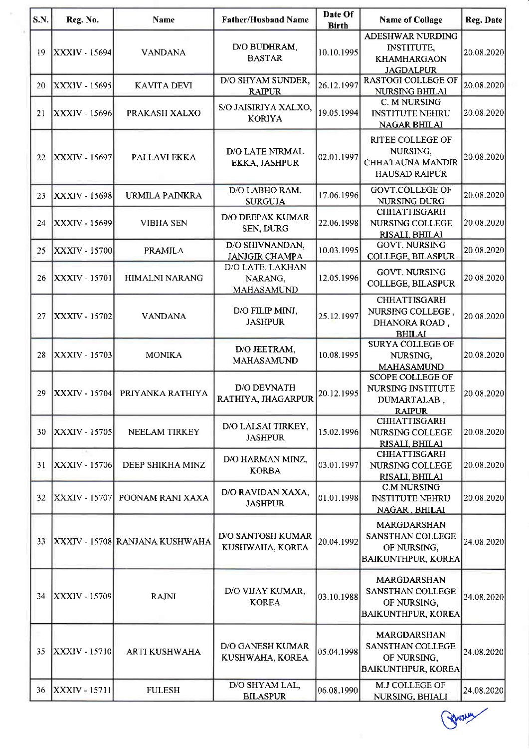| S.N. | Reg. No. | Name | Father/Husband Name | Date Of Birth | Name of Collage | Reg. Date |
|---|---|---|---|---|---|---|
| 19 | XXXIV - 15694 | VANDANA | D/O BUDHRAM, BASTAR | 10.10.1995 | ADESHWAR NURDING INSTITUTE, KHAMHARGAON JAGDALPUR | 20.08.2020 |
| 20 | XXXIV - 15695 | KAVITA DEVI | D/O SHYAM SUNDER, RAIPUR | 26.12.1997 | RASTOGI COLLEGE OF NURSING BHILAI | 20.08.2020 |
| 21 | XXXIV - 15696 | PRAKASH XALXO | S/O JAISIRIYA XALXO, KORIYA | 19.05.1994 | C. M NURSING INSTITUTE NEHRU NAGAR BHILAI | 20.08.2020 |
| 22 | XXXIV - 15697 | PALLAVI EKKA | D/O LATE NIRMAL EKKA, JASHPUR | 02.01.1997 | RITEE COLLEGE OF NURSING, CHHATAUNA MANDIR HAUSAD RAIPUR | 20.08.2020 |
| 23 | XXXIV - 15698 | URMILA PAINKRA | D/O LABHO RAM, SURGUJA | 17.06.1996 | GOVT.COLLEGE OF NURSING DURG | 20.08.2020 |
| 24 | XXXIV - 15699 | VIBHA SEN | D/O DEEPAK KUMAR SEN, DURG | 22.06.1998 | CHHATTISGARH NURSING COLLEGE RISALI, BHILAI | 20.08.2020 |
| 25 | XXXIV - 15700 | PRAMILA | D/O SHIVNANDAN, JANJGIR CHAMPA | 10.03.1995 | GOVT. NURSING COLLEGE, BILASPUR | 20.08.2020 |
| 26 | XXXIV - 15701 | HIMALNI NARANG | D/O LATE. LAKHAN NARANG, MAHASAMUND | 12.05.1996 | GOVT. NURSING COLLEGE, BILASPUR | 20.08.2020 |
| 27 | XXXIV - 15702 | VANDANA | D/O FILIP MINJ, JASHPUR | 25.12.1997 | CHHATTISGARH NURSING COLLEGE , DHANORA ROAD , BHILAI | 20.08.2020 |
| 28 | XXXIV - 15703 | MONIKA | D/O JEETRAM, MAHASAMUND | 10.08.1995 | SURYA COLLEGE OF NURSING, MAHASAMUND | 20.08.2020 |
| 29 | XXXIV - 15704 | PRIYANKA RATHIYA | D/O DEVNATH RATHIYA, JHAGARPUR | 20.12.1995 | SCOPE COLLEGE OF NURSING INSTITUTE DUMARTALAB , RAIPUR | 20.08.2020 |
| 30 | XXXIV - 15705 | NEELAM TIRKEY | D/O LALSAI TIRKEY, JASHPUR | 15.02.1996 | CHHATTISGARH NURSING COLLEGE RISALI, BHILAI | 20.08.2020 |
| 31 | XXXIV - 15706 | DEEP SHIKHA MINZ | D/O HARMAN MINZ, KORBA | 03.01.1997 | CHHATTISGARH NURSING COLLEGE RISALI, BHILAI | 20.08.2020 |
| 32 | XXXIV - 15707 | POONAM RANI XAXA | D/O RAVIDAN XAXA, JASHPUR | 01.01.1998 | C.M NURSING INSTITUTE NEHRU NAGAR , BHILAI | 20.08.2020 |
| 33 | XXXIV - 15708 | RANJANA KUSHWAHA | D/O SANTOSH KUMAR KUSHWAHA, KOREA | 20.04.1992 | MARGDARSHAN SANSTHAN COLLEGE OF NURSING, BAIKUNTHPUR, KOREA | 24.08.2020 |
| 34 | XXXIV - 15709 | RAJNI | D/O VIJAY KUMAR, KOREA | 03.10.1988 | MARGDARSHAN SANSTHAN COLLEGE OF NURSING, BAIKUNTHPUR, KOREA | 24.08.2020 |
| 35 | XXXIV - 15710 | ARTI KUSHWAHA | D/O GANESH KUMAR KUSHWAHA, KOREA | 05.04.1998 | MARGDARSHAN SANSTHAN COLLEGE OF NURSING, BAIKUNTHPUR, KOREA | 24.08.2020 |
| 36 | XXXIV - 15711 | FULESH | D/O SHYAM LAL, BILASPUR | 06.08.1990 | M.J COLLEGE OF NURSING, BHIALI | 24.08.2020 |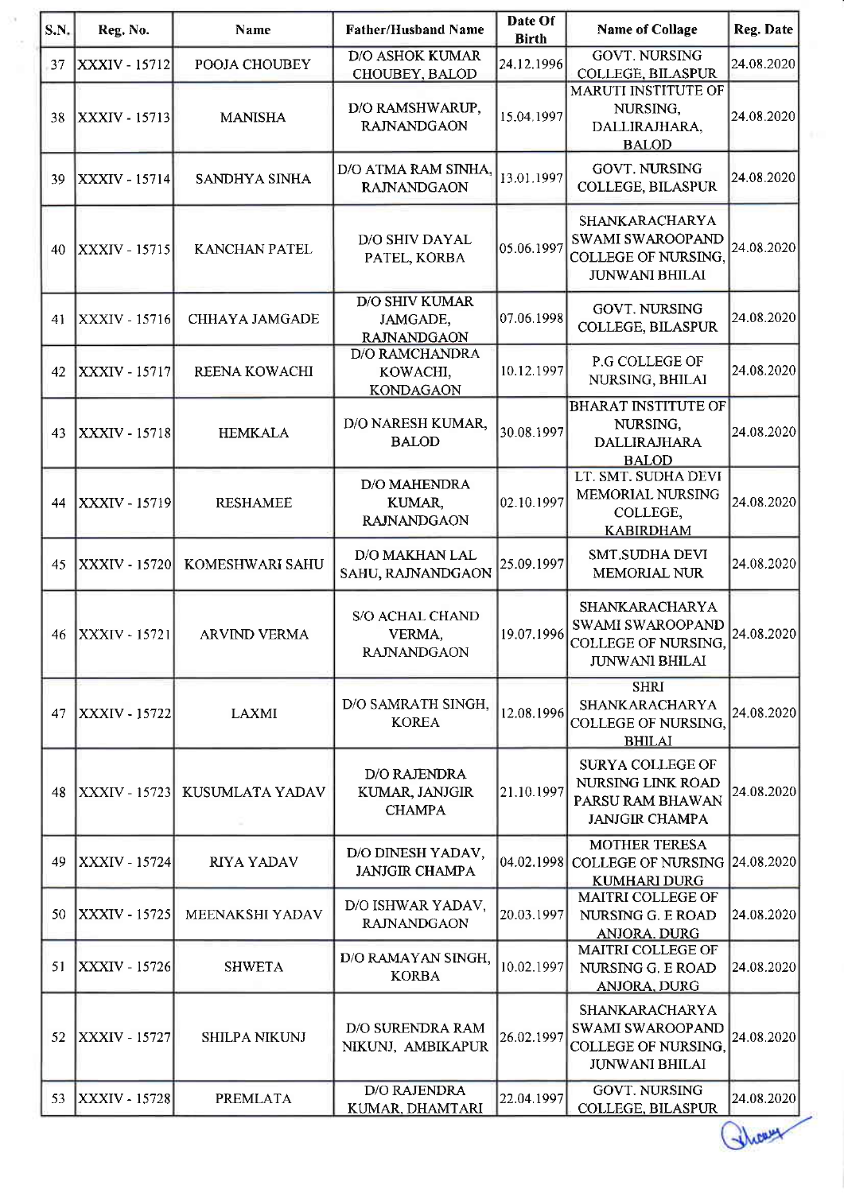| S.N. | Reg. No. | Name | Father/Husband Name | Date Of Birth | Name of Collage | Reg. Date |
|---|---|---|---|---|---|---|
| 37 | XXXIV - 15712 | POOJA CHOUBEY | D/O ASHOK KUMAR CHOUBEY, BALOD | 24.12.1996 | GOVT. NURSING COLLEGE, BILASPUR | 24.08.2020 |
| 38 | XXXIV - 15713 | MANISHA | D/O RAMSHWARUP, RAJNANDGAON | 15.04.1997 | MARUTI INSTITUTE OF NURSING, DALLIRAJHARA, BALOD | 24.08.2020 |
| 39 | XXXIV - 15714 | SANDHYA SINHA | D/O ATMA RAM SINHA, RAJNANDGAON | 13.01.1997 | GOVT. NURSING COLLEGE, BILASPUR | 24.08.2020 |
| 40 | XXXIV - 15715 | KANCHAN PATEL | D/O SHIV DAYAL PATEL, KORBA | 05.06.1997 | SHANKARACHARYA SWAMI SWAROOPAND COLLEGE OF NURSING, JUNWANI BHILAI | 24.08.2020 |
| 41 | XXXIV - 15716 | CHHAYA JAMGADE | D/O SHIV KUMAR JAMGADE, RAJNANDGAON | 07.06.1998 | GOVT. NURSING COLLEGE, BILASPUR | 24.08.2020 |
| 42 | XXXIV - 15717 | REENA KOWACHI | D/O RAMCHANDRA KOWACHI, KONDAGAON | 10.12.1997 | P.G COLLEGE OF NURSING, BHILAI | 24.08.2020 |
| 43 | XXXIV - 15718 | HEMKALA | D/O NARESH KUMAR, BALOD | 30.08.1997 | BHARAT INSTITUTE OF NURSING, DALLIRAJHARA BALOD | 24.08.2020 |
| 44 | XXXIV - 15719 | RESHAMEE | D/O MAHENDRA KUMAR, RAJNANDGAON | 02.10.1997 | LT. SMT. SUDHA DEVI MEMORIAL NURSING COLLEGE, KABIRDHAM | 24.08.2020 |
| 45 | XXXIV - 15720 | KOMESHWARI SAHU | D/O MAKHAN LAL SAHU, RAJNANDGAON | 25.09.1997 | SMT.SUDHA DEVI MEMORIAL NUR | 24.08.2020 |
| 46 | XXXIV - 15721 | ARVIND VERMA | S/O ACHAL CHAND VERMA, RAJNANDGAON | 19.07.1996 | SHANKARACHARYA SWAMI SWAROOPAND COLLEGE OF NURSING, JUNWANI BHILAI | 24.08.2020 |
| 47 | XXXIV - 15722 | LAXMI | D/O SAMRATH SINGH, KOREA | 12.08.1996 | SHRI SHANKARACHARYA COLLEGE OF NURSING, BHILAI | 24.08.2020 |
| 48 | XXXIV - 15723 | KUSUMLATA YADAV | D/O RAJENDRA KUMAR, JANJGIR CHAMPA | 21.10.1997 | SURYA COLLEGE OF NURSING LINK ROAD PARSU RAM BHAWAN JANJGIR CHAMPA | 24.08.2020 |
| 49 | XXXIV - 15724 | RIYA YADAV | D/O DINESH YADAV, JANJGIR CHAMPA | 04.02.1998 | MOTHER TERESA COLLEGE OF NURSING KUMHARI DURG | 24.08.2020 |
| 50 | XXXIV - 15725 | MEENAKSHI YADAV | D/O ISHWAR YADAV, RAJNANDGAON | 20.03.1997 | MAITRI COLLEGE OF NURSING G. E ROAD ANJORA, DURG | 24.08.2020 |
| 51 | XXXIV - 15726 | SHWETA | D/O RAMAYAN SINGH, KORBA | 10.02.1997 | MAITRI COLLEGE OF NURSING G. E ROAD ANJORA, DURG | 24.08.2020 |
| 52 | XXXIV - 15727 | SHILPA NIKUNJ | D/O SURENDRA RAM NIKUNJ, AMBIKAPUR | 26.02.1997 | SHANKARACHARYA SWAMI SWAROOPAND COLLEGE OF NURSING, JUNWANI BHILAI | 24.08.2020 |
| 53 | XXXIV - 15728 | PREMLATA | D/O RAJENDRA KUMAR, DHAMTARI | 22.04.1997 | GOVT. NURSING COLLEGE, BILASPUR | 24.08.2020 |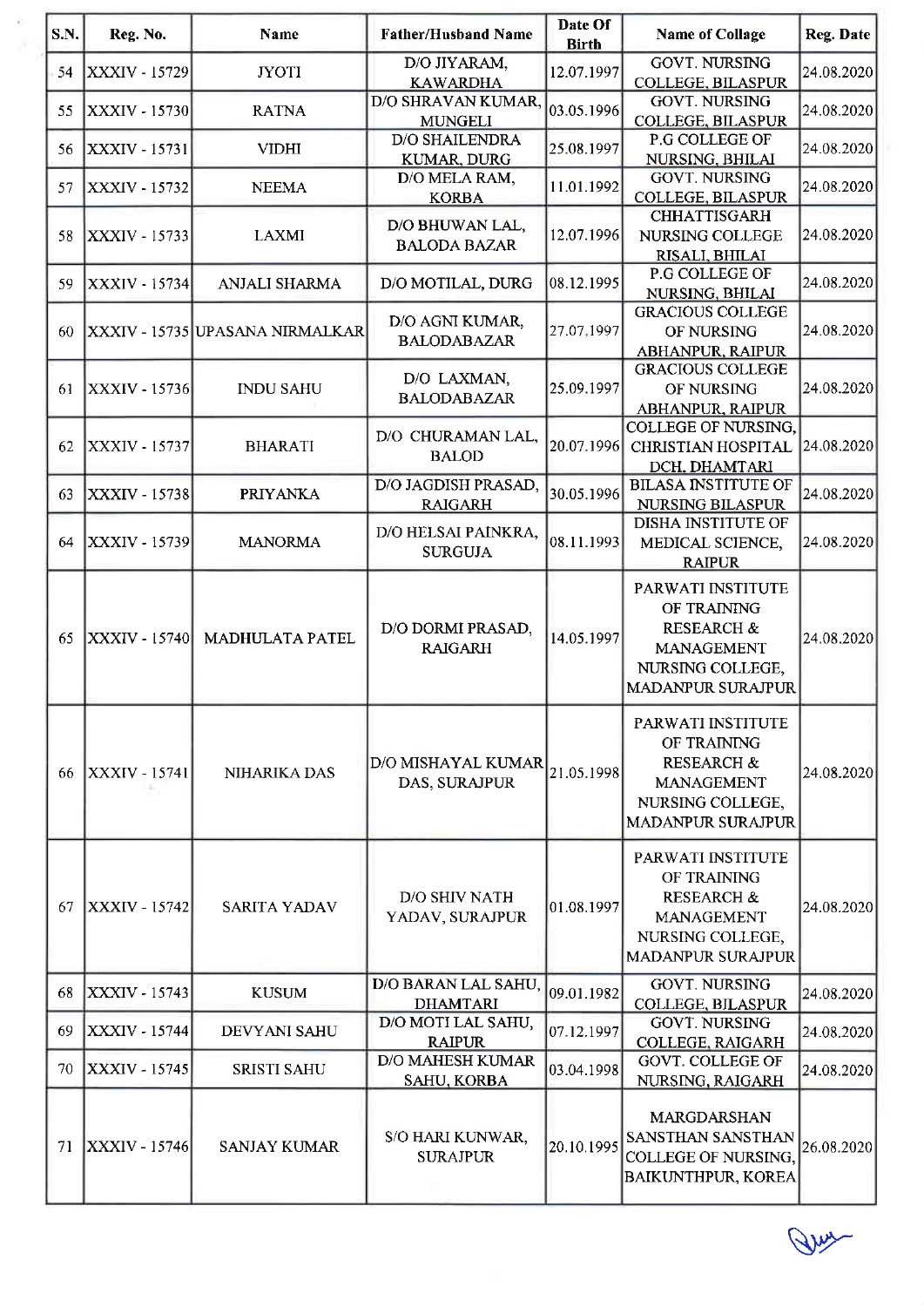| S.N. | Reg. No. | Name | Father/Husband Name | Date Of Birth | Name of Collage | Reg. Date |
|---|---|---|---|---|---|---|
| 54 | XXXIV - 15729 | JYOTI | D/O JIYARAM, KAWARDHA | 12.07.1997 | GOVT. NURSING COLLEGE, BILASPUR | 24.08.2020 |
| 55 | XXXIV - 15730 | RATNA | D/O SHRAVAN KUMAR, MUNGELI | 03.05.1996 | GOVT. NURSING COLLEGE, BILASPUR | 24.08.2020 |
| 56 | XXXIV - 15731 | VIDHI | D/O SHAILENDRA KUMAR, DURG | 25.08.1997 | P.G COLLEGE OF NURSING, BHILAI | 24.08.2020 |
| 57 | XXXIV - 15732 | NEEMA | D/O MELA RAM, KORBA | 11.01.1992 | GOVT. NURSING COLLEGE, BILASPUR | 24.08.2020 |
| 58 | XXXIV - 15733 | LAXMI | D/O BHUWAN LAL, BALODA BAZAR | 12.07.1996 | CHHATTISGARH NURSING COLLEGE RISALI, BHILAI | 24.08.2020 |
| 59 | XXXIV - 15734 | ANJALI SHARMA | D/O MOTILAL, DURG | 08.12.1995 | P.G COLLEGE OF NURSING, BHILAI | 24.08.2020 |
| 60 | XXXIV - 15735 | UPASANA NIRMALKAR | D/O AGNI KUMAR, BALODABAZAR | 27.07.1997 | GRACIOUS COLLEGE OF NURSING ABHANPUR, RAIPUR | 24.08.2020 |
| 61 | XXXIV - 15736 | INDU SAHU | D/O LAXMAN, BALODABAZAR | 25.09.1997 | GRACIOUS COLLEGE OF NURSING ABHANPUR, RAIPUR | 24.08.2020 |
| 62 | XXXIV - 15737 | BHARATI | D/O CHURAMAN LAL, BALOD | 20.07.1996 | COLLEGE OF NURSING, CHRISTIAN HOSPITAL DCH, DHAMTARI | 24.08.2020 |
| 63 | XXXIV - 15738 | PRIYANKA | D/O JAGDISH PRASAD, RAIGARH | 30.05.1996 | BILASA INSTITUTE OF NURSING BILASPUR | 24.08.2020 |
| 64 | XXXIV - 15739 | MANORMA | D/O HELSAI PAINKRA, SURGUJA | 08.11.1993 | DISHA INSTITUTE OF MEDICAL SCIENCE, RAIPUR | 24.08.2020 |
| 65 | XXXIV - 15740 | MADHULATA PATEL | D/O DORMI PRASAD, RAIGARH | 14.05.1997 | PARWATI INSTITUTE OF TRAINING RESEARCH & MANAGEMENT NURSING COLLEGE, MADANPUR SURAJPUR | 24.08.2020 |
| 66 | XXXIV - 15741 | NIHARIKA DAS | D/O MISHAYAL KUMAR DAS, SURAJPUR | 21.05.1998 | PARWATI INSTITUTE OF TRAINING RESEARCH & MANAGEMENT NURSING COLLEGE, MADANPUR SURAJPUR | 24.08.2020 |
| 67 | XXXIV - 15742 | SARITA YADAV | D/O SHIV NATH YADAV, SURAJPUR | 01.08.1997 | PARWATI INSTITUTE OF TRAINING RESEARCH & MANAGEMENT NURSING COLLEGE, MADANPUR SURAJPUR | 24.08.2020 |
| 68 | XXXIV - 15743 | KUSUM | D/O BARAN LAL SAHU, DHAMTARI | 09.01.1982 | GOVT. NURSING COLLEGE, BILASPUR | 24.08.2020 |
| 69 | XXXIV - 15744 | DEVYANI SAHU | D/O MOTI LAL SAHU, RAIPUR | 07.12.1997 | GOVT. NURSING COLLEGE, RAIGARH | 24.08.2020 |
| 70 | XXXIV - 15745 | SRISTI SAHU | D/O MAHESH KUMAR SAHU, KORBA | 03.04.1998 | GOVT. COLLEGE OF NURSING, RAIGARH | 24.08.2020 |
| 71 | XXXIV - 15746 | SANJAY KUMAR | S/O HARI KUNWAR, SURAJPUR | 20.10.1995 | MARGDARSHAN SANSTHAN SANSTHAN COLLEGE OF NURSING, BAIKUNTHPUR, KOREA | 26.08.2020 |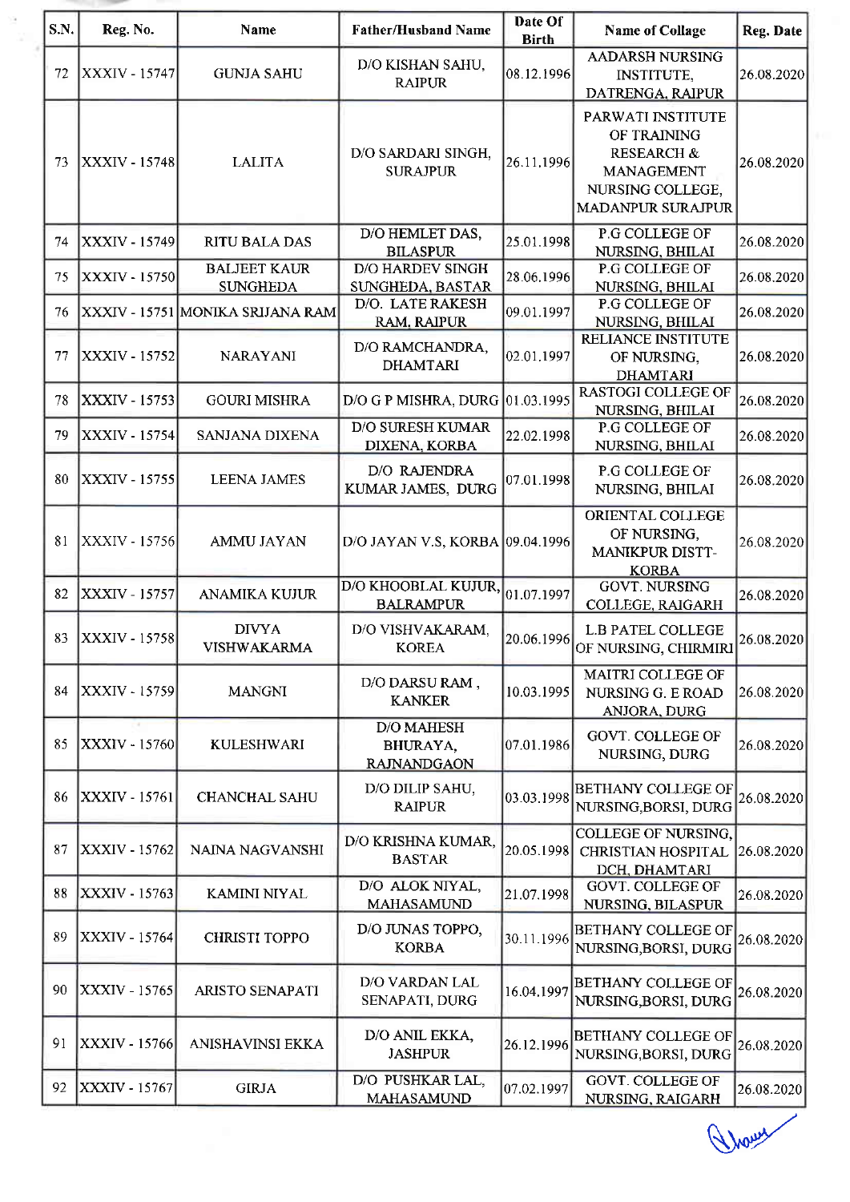| S.N. | Reg. No. | Name | Father/Husband Name | Date Of Birth | Name of Collage | Reg. Date |
|---|---|---|---|---|---|---|
| 72 | XXXIV - 15747 | GUNJA SAHU | D/O KISHAN SAHU, RAIPUR | 08.12.1996 | AADARSH NURSING INSTITUTE, DATRENGA, RAIPUR | 26.08.2020 |
| 73 | XXXIV - 15748 | LALITA | D/O SARDARI SINGH, SURAJPUR | 26.11.1996 | PARWATI INSTITUTE OF TRAINING RESEARCH & MANAGEMENT NURSING COLLEGE, MADANPUR SURAJPUR | 26.08.2020 |
| 74 | XXXIV - 15749 | RITU BALA DAS | D/O HEMLET DAS, BILASPUR | 25.01.1998 | P.G COLLEGE OF NURSING, BHILAI | 26.08.2020 |
| 75 | XXXIV - 15750 | BALJEET KAUR SUNGHEDA | D/O HARDEV SINGH SUNGHEDA, BASTAR | 28.06.1996 | P.G COLLEGE OF NURSING, BHILAI | 26.08.2020 |
| 76 | XXXIV - 15751 | MONIKA SRIJANA RAM | D/O. LATE RAKESH RAM, RAIPUR | 09.01.1997 | P.G COLLEGE OF NURSING, BHILAI | 26.08.2020 |
| 77 | XXXIV - 15752 | NARAYANI | D/O RAMCHANDRA, DHAMTARI | 02.01.1997 | RELIANCE INSTITUTE OF NURSING, DHAMTARI | 26.08.2020 |
| 78 | XXXIV - 15753 | GOURI MISHRA | D/O G P MISHRA, DURG | 01.03.1995 | RASTOGI COLLEGE OF NURSING, BHILAI | 26.08.2020 |
| 79 | XXXIV - 15754 | SANJANA DIXENA | D/O SURESH KUMAR DIXENA, KORBA | 22.02.1998 | P.G COLLEGE OF NURSING, BHILAI | 26.08.2020 |
| 80 | XXXIV - 15755 | LEENA JAMES | D/O RAJENDRA KUMAR JAMES, DURG | 07.01.1998 | P.G COLLEGE OF NURSING, BHILAI | 26.08.2020 |
| 81 | XXXIV - 15756 | AMMU JAYAN | D/O JAYAN V.S, KORBA | 09.04.1996 | ORIENTAL COLLEGE OF NURSING, MANIKPUR DISTT-KORBA | 26.08.2020 |
| 82 | XXXIV - 15757 | ANAMIKA KUJUR | D/O KHOOBLAL KUJUR, BALRAMPUR | 01.07.1997 | GOVT. NURSING COLLEGE, RAIGARH | 26.08.2020 |
| 83 | XXXIV - 15758 | DIVYA VISHWAKARMA | D/O VISHVAKARAM, KOREA | 20.06.1996 | L.B PATEL COLLEGE OF NURSING, CHIRMIRI | 26.08.2020 |
| 84 | XXXIV - 15759 | MANGNI | D/O DARSU RAM, KANKER | 10.03.1995 | MAITRI COLLEGE OF NURSING G. E ROAD ANJORA, DURG | 26.08.2020 |
| 85 | XXXIV - 15760 | KULESHWARI | D/O MAHESH BHURAYA, RAJNANDGAON | 07.01.1986 | GOVT. COLLEGE OF NURSING, DURG | 26.08.2020 |
| 86 | XXXIV - 15761 | CHANCHAL SAHU | D/O DILIP SAHU, RAIPUR | 03.03.1998 | BETHANY COLLEGE OF NURSING,BORSI, DURG | 26.08.2020 |
| 87 | XXXIV - 15762 | NAINA NAGVANSHI | D/O KRISHNA KUMAR, BASTAR | 20.05.1998 | COLLEGE OF NURSING, CHRISTIAN HOSPITAL DCH, DHAMTARI | 26.08.2020 |
| 88 | XXXIV - 15763 | KAMINI NIYAL | D/O ALOK NIYAL, MAHASAMUND | 21.07.1998 | GOVT. COLLEGE OF NURSING, BILASPUR | 26.08.2020 |
| 89 | XXXIV - 15764 | CHRISTI TOPPO | D/O JUNAS TOPPO, KORBA | 30.11.1996 | BETHANY COLLEGE OF NURSING,BORSI, DURG | 26.08.2020 |
| 90 | XXXIV - 15765 | ARISTO SENAPATI | D/O VARDAN LAL SENAPATI, DURG | 16.04.1997 | BETHANY COLLEGE OF NURSING,BORSI, DURG | 26.08.2020 |
| 91 | XXXIV - 15766 | ANISHAVINSI EKKA | D/O ANIL EKKA, JASHPUR | 26.12.1996 | BETHANY COLLEGE OF NURSING,BORSI, DURG | 26.08.2020 |
| 92 | XXXIV - 15767 | GIRJA | D/O PUSHKAR LAL, MAHASAMUND | 07.02.1997 | GOVT. COLLEGE OF NURSING, RAIGARH | 26.08.2020 |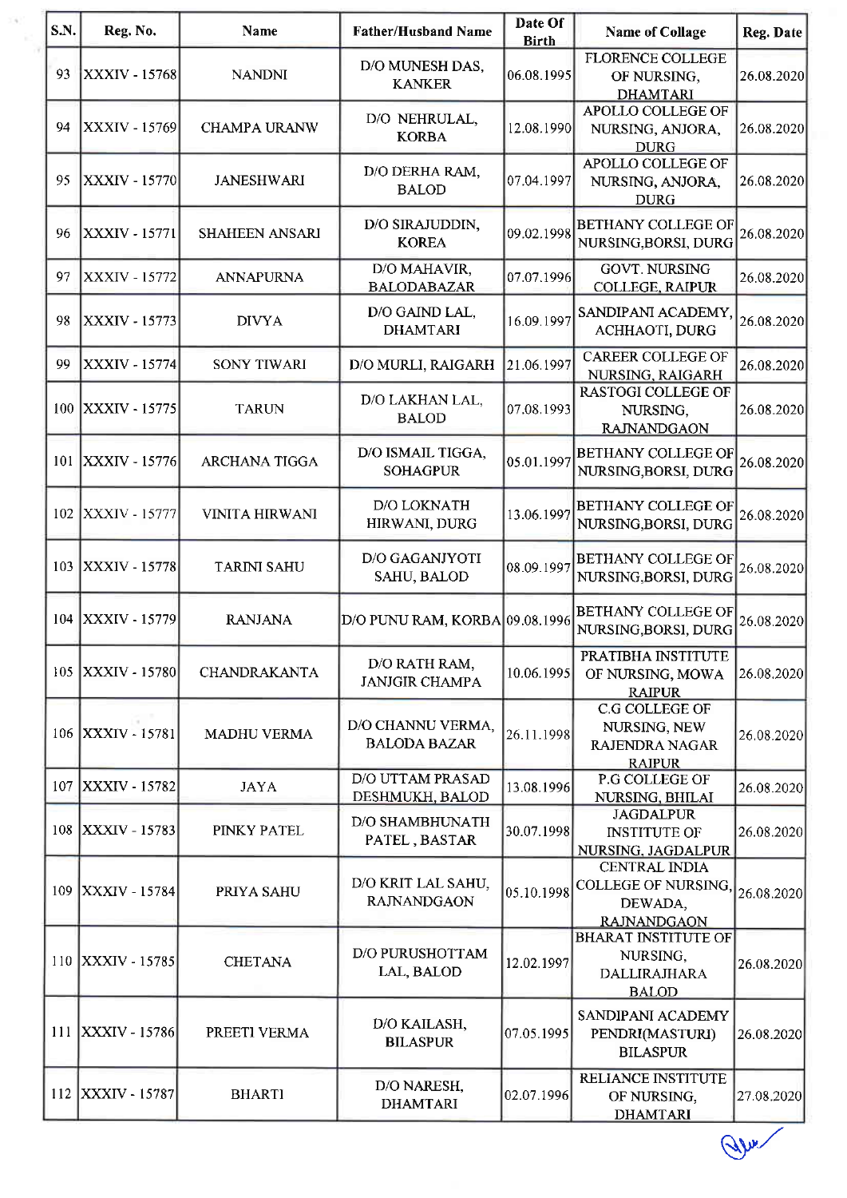| S.N. | Reg. No. | Name | Father/Husband Name | Date Of Birth | Name of Collage | Reg. Date |
|---|---|---|---|---|---|---|
| 93 | XXXIV - 15768 | NANDNI | D/O MUNESH DAS, KANKER | 06.08.1995 | FLORENCE COLLEGE OF NURSING, DHAMTARI | 26.08.2020 |
| 94 | XXXIV - 15769 | CHAMPA URANW | D/O NEHRULAL, KORBA | 12.08.1990 | APOLLO COLLEGE OF NURSING, ANJORA, DURG | 26.08.2020 |
| 95 | XXXIV - 15770 | JANESHWARI | D/O DERHA RAM, BALOD | 07.04.1997 | APOLLO COLLEGE OF NURSING, ANJORA, DURG | 26.08.2020 |
| 96 | XXXIV - 15771 | SHAHEEN ANSARI | D/O SIRAJUDDIN, KOREA | 09.02.1998 | BETHANY COLLEGE OF NURSING,BORSI, DURG | 26.08.2020 |
| 97 | XXXIV - 15772 | ANNAPURNA | D/O MAHAVIR, BALODABAZAR | 07.07.1996 | GOVT. NURSING COLLEGE, RAIPUR | 26.08.2020 |
| 98 | XXXIV - 15773 | DIVYA | D/O GAIND LAL, DHAMTARI | 16.09.1997 | SANDIPANI ACADEMY, ACHHAOTI, DURG | 26.08.2020 |
| 99 | XXXIV - 15774 | SONY TIWARI | D/O MURLI, RAIGARH | 21.06.1997 | CAREER COLLEGE OF NURSING, RAIGARH | 26.08.2020 |
| 100 | XXXIV - 15775 | TARUN | D/O LAKHAN LAL, BALOD | 07.08.1993 | RASTOGI COLLEGE OF NURSING, RAJNANDGAON | 26.08.2020 |
| 101 | XXXIV - 15776 | ARCHANA TIGGA | D/O ISMAIL TIGGA, SOHAGPUR | 05.01.1997 | BETHANY COLLEGE OF NURSING,BORSI, DURG | 26.08.2020 |
| 102 | XXXIV - 15777 | VINITA HIRWANI | D/O LOKNATH HIRWANI, DURG | 13.06.1997 | BETHANY COLLEGE OF NURSING,BORSI, DURG | 26.08.2020 |
| 103 | XXXIV - 15778 | TARINI SAHU | D/O GAGANJYOTI SAHU, BALOD | 08.09.1997 | BETHANY COLLEGE OF NURSING,BORSI, DURG | 26.08.2020 |
| 104 | XXXIV - 15779 | RANJANA | D/O PUNU RAM, KORBA | 09.08.1996 | BETHANY COLLEGE OF NURSING,BORSI, DURG | 26.08.2020 |
| 105 | XXXIV - 15780 | CHANDRAKANTA | D/O RATH RAM, JANJGIR CHAMPA | 10.06.1995 | PRATIBHA INSTITUTE OF NURSING, MOWA RAIPUR | 26.08.2020 |
| 106 | XXXIV - 15781 | MADHU VERMA | D/O CHANNU VERMA, BALODA BAZAR | 26.11.1998 | C.G COLLEGE OF NURSING, NEW RAJENDRA NAGAR RAIPUR | 26.08.2020 |
| 107 | XXXIV - 15782 | JAYA | D/O UTTAM PRASAD DESHMUKH, BALOD | 13.08.1996 | P.G COLLEGE OF NURSING, BHILAI | 26.08.2020 |
| 108 | XXXIV - 15783 | PINKY PATEL | D/O SHAMBHUNATH PATEL , BASTAR | 30.07.1998 | JAGDALPUR INSTITUTE OF NURSING, JAGDALPUR | 26.08.2020 |
| 109 | XXXIV - 15784 | PRIYA SAHU | D/O KRIT LAL SAHU, RAJNANDGAON | 05.10.1998 | CENTRAL INDIA COLLEGE OF NURSING, DEWADA, RAJNANDGAON | 26.08.2020 |
| 110 | XXXIV - 15785 | CHETANA | D/O PURUSHOTTAM LAL, BALOD | 12.02.1997 | BHARAT INSTITUTE OF NURSING, DALLIRAJHARA BALOD | 26.08.2020 |
| 111 | XXXIV - 15786 | PREETI VERMA | D/O KAILASH, BILASPUR | 07.05.1995 | SANDIPANI ACADEMY PENDRI(MASTURI) BILASPUR | 26.08.2020 |
| 112 | XXXIV - 15787 | BHARTI | D/O NARESH, DHAMTARI | 02.07.1996 | RELIANCE INSTITUTE OF NURSING, DHAMTARI | 27.08.2020 |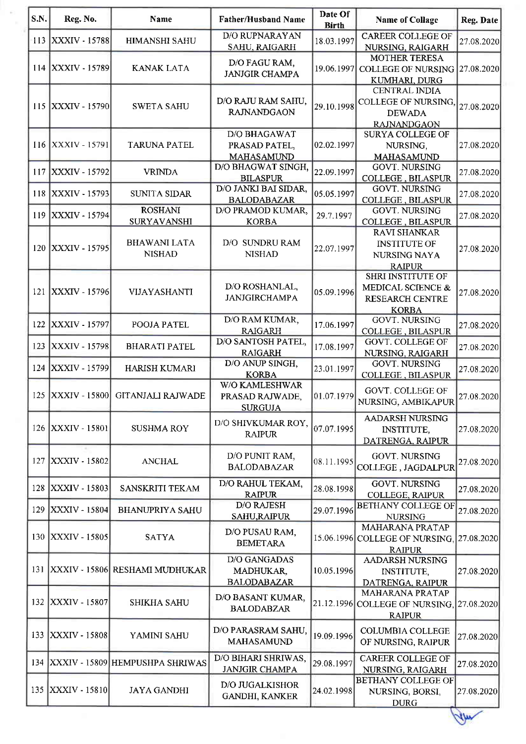| S.N. | Reg. No. | Name | Father/Husband Name | Date Of Birth | Name of Collage | Reg. Date |
|---|---|---|---|---|---|---|
| 113 | XXXIV - 15788 | HIMANSHI SAHU | D/O RUPNARAYAN SAHU, RAIGARH | 18.03.1997 | CAREER COLLEGE OF NURSING, RAIGARH | 27.08.2020 |
| 114 | XXXIV - 15789 | KANAK LATA | D/O FAGU RAM, JANJGIR CHAMPA | 19.06.1997 | MOTHER TERESA COLLEGE OF NURSING KUMHARI, DURG | 27.08.2020 |
| 115 | XXXIV - 15790 | SWETA SAHU | D/O RAJU RAM SAHU, RAJNANDGAON | 29.10.1998 | CENTRAL INDIA COLLEGE OF NURSING, DEWADA RAJNANDGAON | 27.08.2020 |
| 116 | XXXIV - 15791 | TARUNA PATEL | D/O BHAGAWAT PRASAD PATEL, MAHASAMUND | 02.02.1997 | SURYA COLLEGE OF NURSING, MAHASAMUND | 27.08.2020 |
| 117 | XXXIV - 15792 | VRINDA | D/O BHAGWAT SINGH, BILASPUR | 22.09.1997 | GOVT. NURSING COLLEGE , BILASPUR | 27.08.2020 |
| 118 | XXXIV - 15793 | SUNITA SIDAR | D/O JANKI BAI SIDAR, BALODABAZAR | 05.05.1997 | GOVT. NURSING COLLEGE , BILASPUR | 27.08.2020 |
| 119 | XXXIV - 15794 | ROSHANI SURYAVANSHI | D/O PRAMOD KUMAR, KORBA | 29.7.1997 | GOVT. NURSING COLLEGE , BILASPUR | 27.08.2020 |
| 120 | XXXIV - 15795 | BHAWANI LATA NISHAD | D/O SUNDRU RAM NISHAD | 22.07.1997 | RAVI SHANKAR INSTITUTE OF NURSING NAYA RAIPUR | 27.08.2020 |
| 121 | XXXIV - 15796 | VIJAYASHANTI | D/O ROSHANLAL, JANJGIRCHAMPA | 05.09.1996 | SHRI INSTITUTE OF MEDICAL SCIENCE & RESEARCH CENTRE KORBA | 27.08.2020 |
| 122 | XXXIV - 15797 | POOJA PATEL | D/O RAM KUMAR, RAIGARH | 17.06.1997 | GOVT. NURSING COLLEGE , BILASPUR | 27.08.2020 |
| 123 | XXXIV - 15798 | BHARATI PATEL | D/O SANTOSH PATEL, RAIGARH | 17.08.1997 | GOVT. COLLEGE OF NURSING, RAIGARH | 27.08.2020 |
| 124 | XXXIV - 15799 | HARISH KUMARI | D/O ANUP SINGH, KORBA | 23.01.1997 | GOVT. NURSING COLLEGE , BILASPUR | 27.08.2020 |
| 125 | XXXIV - 15800 | GITANJALI RAJWADE | W/O KAMLESHWAR PRASAD RAJWADE, SURGUJA | 01.07.1979 | GOVT. COLLEGE OF NURSING, AMBIKAPUR | 27.08.2020 |
| 126 | XXXIV - 15801 | SUSHMA ROY | D/O SHIVKUMAR ROY, RAIPUR | 07.07.1995 | AADARSH NURSING INSTITUTE, DATRENGA, RAIPUR | 27.08.2020 |
| 127 | XXXIV - 15802 | ANCHAL | D/O PUNIT RAM, BALODABAZAR | 08.11.1995 | GOVT. NURSING COLLEGE , JAGDALPUR | 27.08.2020 |
| 128 | XXXIV - 15803 | SANSKRITI TEKAM | D/O RAHUL TEKAM, RAIPUR | 28.08.1998 | GOVT. NURSING COLLEGE, RAIPUR | 27.08.2020 |
| 129 | XXXIV - 15804 | BHANUPRIYA SAHU | D/O RAJESH SAHU,RAIPUR | 29.07.1996 | BETHANY COLLEGE OF NURSING | 27.08.2020 |
| 130 | XXXIV - 15805 | SATYA | D/O PUSAU RAM, BEMETARA | 15.06.1996 | MAHARANA PRATAP COLLEGE OF NURSING, RAIPUR | 27.08.2020 |
| 131 | XXXIV - 15806 | RESHAMI MUDHUKAR | D/O GANGADAS MADHUKAR, BALODABAZAR | 10.05.1996 | AADARSH NURSING INSTITUTE, DATRENGA, RAIPUR | 27.08.2020 |
| 132 | XXXIV - 15807 | SHIKHA SAHU | D/O BASANT KUMAR, BALODABZAR | 21.12.1996 | MAHARANA PRATAP COLLEGE OF NURSING, RAIPUR | 27.08.2020 |
| 133 | XXXIV - 15808 | YAMINI SAHU | D/O PARASRAM SAHU, MAHASAMUND | 19.09.1996 | COLUMBIA COLLEGE OF NURSING, RAIPUR | 27.08.2020 |
| 134 | XXXIV - 15809 | HEMPUSHPA SHRIWAS | D/O BIHARI SHRIWAS, JANJGIR CHAMPA | 29.08.1997 | CAREER COLLEGE OF NURSING, RAIGARH | 27.08.2020 |
| 135 | XXXIV - 15810 | JAYA GANDHI | D/O JUGALKISHOR GANDHI, KANKER | 24.02.1998 | BETHANY COLLEGE OF NURSING, BORSI, DURG | 27.08.2020 |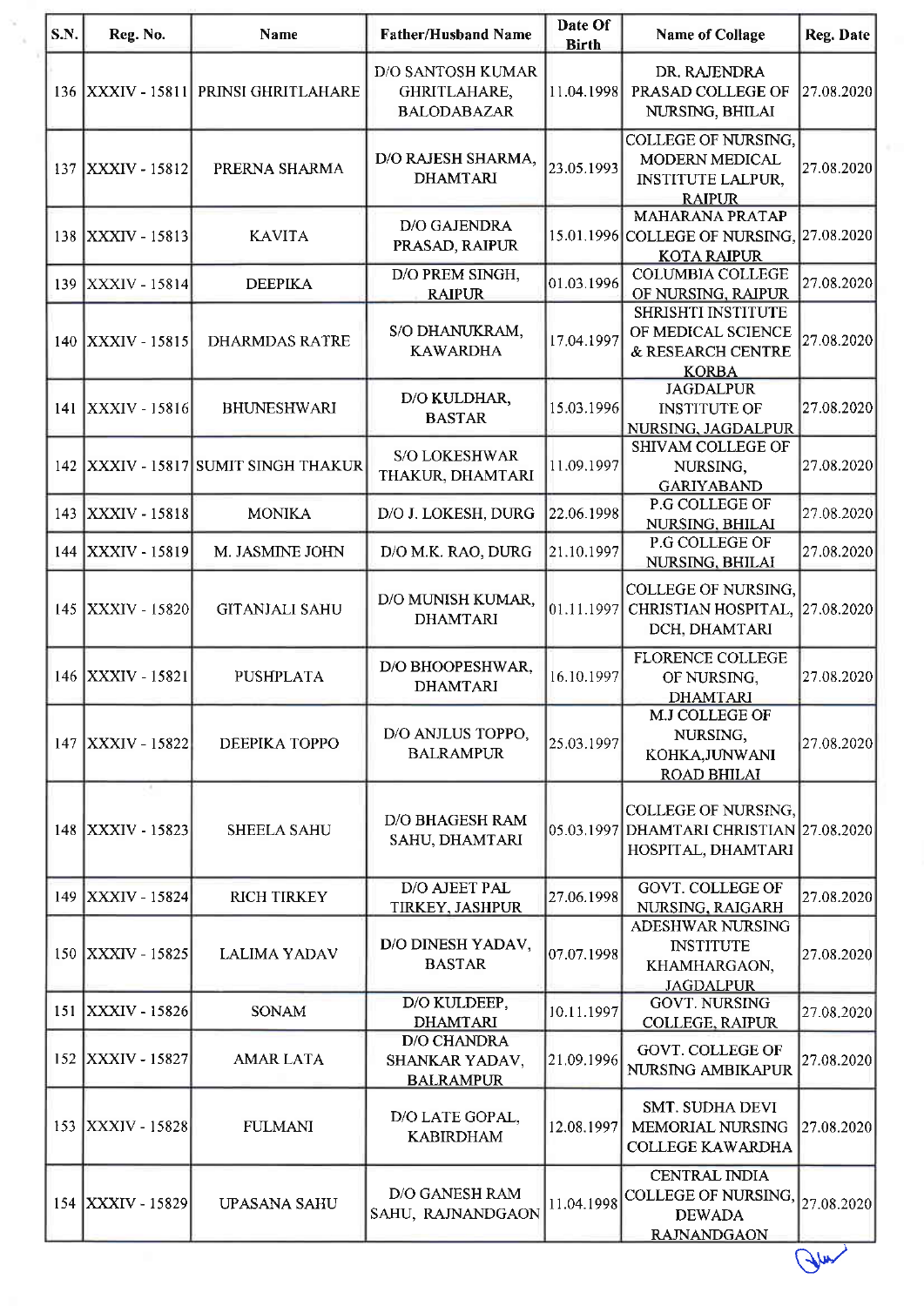| S.N. | Reg. No. | Name | Father/Husband Name | Date Of Birth | Name of Collage | Reg. Date |
|---|---|---|---|---|---|---|
| 136 | XXXIV - 15811 | PRINSI GHRITLAHARE | D/O SANTOSH KUMAR GHRITLAHARE, BALODABAZAR | 11.04.1998 | DR. RAJENDRA PRASAD COLLEGE OF NURSING, BHILAI | 27.08.2020 |
| 137 | XXXIV - 15812 | PRERNA SHARMA | D/O RAJESH SHARMA, DHAMTARI | 23.05.1993 | COLLEGE OF NURSING, MODERN MEDICAL INSTITUTE LALPUR, RAIPUR | 27.08.2020 |
| 138 | XXXIV - 15813 | KAVITA | D/O GAJENDRA PRASAD, RAIPUR | 15.01.1996 | MAHARANA PRATAP COLLEGE OF NURSING, KOTA RAIPUR | 27.08.2020 |
| 139 | XXXIV - 15814 | DEEPIKA | D/O PREM SINGH, RAIPUR | 01.03.1996 | COLUMBIA COLLEGE OF NURSING, RAIPUR | 27.08.2020 |
| 140 | XXXIV - 15815 | DHARMDAS RATRE | S/O DHANUKRAM, KAWARDHA | 17.04.1997 | SHRISHTI INSTITUTE OF MEDICAL SCIENCE & RESEARCH CENTRE KORBA | 27.08.2020 |
| 141 | XXXIV - 15816 | BHUNESHWARI | D/O KULDHAR, BASTAR | 15.03.1996 | JAGDALPUR INSTITUTE OF NURSING, JAGDALPUR | 27.08.2020 |
| 142 | XXXIV - 15817 | SUMIT SINGH THAKUR | S/O LOKESHWAR THAKUR, DHAMTARI | 11.09.1997 | SHIVAM COLLEGE OF NURSING, GARIYABAND | 27.08.2020 |
| 143 | XXXIV - 15818 | MONIKA | D/O J. LOKESH, DURG | 22.06.1998 | P.G COLLEGE OF NURSING, BHILAI | 27.08.2020 |
| 144 | XXXIV - 15819 | M. JASMINE JOHN | D/O M.K. RAO, DURG | 21.10.1997 | P.G COLLEGE OF NURSING, BHILAI | 27.08.2020 |
| 145 | XXXIV - 15820 | GITANJALI SAHU | D/O MUNISH KUMAR, DHAMTARI | 01.11.1997 | COLLEGE OF NURSING, CHRISTIAN HOSPITAL, DCH, DHAMTARI | 27.08.2020 |
| 146 | XXXIV - 15821 | PUSHPLATA | D/O BHOOPESHWAR, DHAMTARI | 16.10.1997 | FLORENCE COLLEGE OF NURSING, DHAMTARI | 27.08.2020 |
| 147 | XXXIV - 15822 | DEEPIKA TOPPO | D/O ANJLUS TOPPO, BALRAMPUR | 25.03.1997 | M.J COLLEGE OF NURSING, KOHKA,JUNWANI ROAD BHILAI | 27.08.2020 |
| 148 | XXXIV - 15823 | SHEELA SAHU | D/O BHAGESH RAM SAHU, DHAMTARI | 05.03.1997 | COLLEGE OF NURSING, DHAMTARI CHRISTIAN HOSPITAL, DHAMTARI | 27.08.2020 |
| 149 | XXXIV - 15824 | RICH TIRKEY | D/O AJEET PAL TIRKEY, JASHPUR | 27.06.1998 | GOVT. COLLEGE OF NURSING, RAIGARH | 27.08.2020 |
| 150 | XXXIV - 15825 | LALIMA YADAV | D/O DINESH YADAV, BASTAR | 07.07.1998 | ADESHWAR NURSING INSTITUTE KHAMHARGAON, JAGDALPUR | 27.08.2020 |
| 151 | XXXIV - 15826 | SONAM | D/O KULDEEP, DHAMTARI | 10.11.1997 | GOVT. NURSING COLLEGE, RAIPUR | 27.08.2020 |
| 152 | XXXIV - 15827 | AMAR LATA | D/O CHANDRA SHANKAR YADAV, BALRAMPUR | 21.09.1996 | GOVT. COLLEGE OF NURSING AMBIKAPUR | 27.08.2020 |
| 153 | XXXIV - 15828 | FULMANI | D/O LATE GOPAL, KABIRDHAM | 12.08.1997 | SMT. SUDHA DEVI MEMORIAL NURSING COLLEGE KAWARDHA | 27.08.2020 |
| 154 | XXXIV - 15829 | UPASANA SAHU | D/O GANESH RAM SAHU, RAJNANDGAON | 11.04.1998 | CENTRAL INDIA COLLEGE OF NURSING, DEWADA RAJNANDGAON | 27.08.2020 |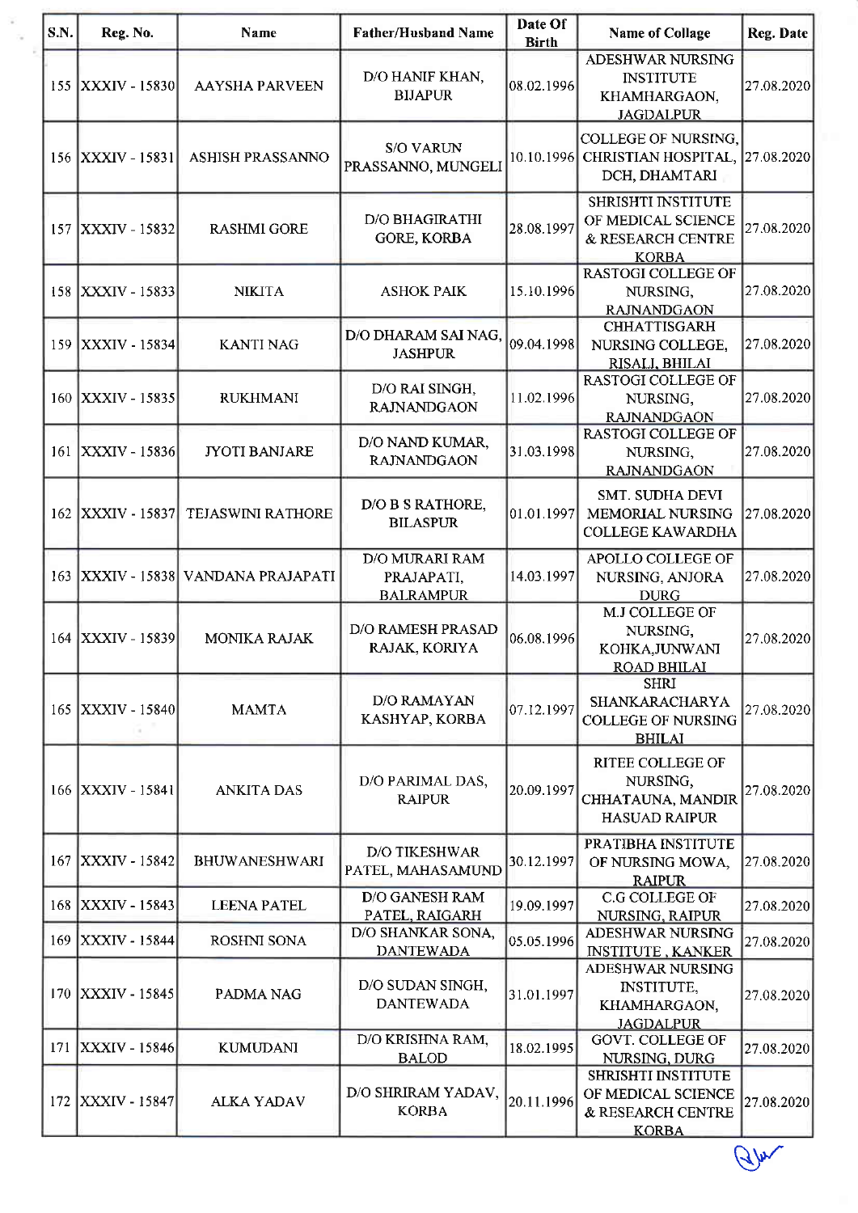| S.N. | Reg. No. | Name | Father/Husband Name | Date Of Birth | Name of Collage | Reg. Date |
|---|---|---|---|---|---|---|
| 155 | XXXIV - 15830 | AAYSHA PARVEEN | D/O HANIF KHAN, BIJAPUR | 08.02.1996 | ADESHWAR NURSING INSTITUTE KHAMHARGAON, JAGDALPUR | 27.08.2020 |
| 156 | XXXIV - 15831 | ASHISH PRASSANNO | S/O VARUN PRASSANNO, MUNGELI | 10.10.1996 | COLLEGE OF NURSING, CHRISTIAN HOSPITAL, DCH, DHAMTARI | 27.08.2020 |
| 157 | XXXIV - 15832 | RASHMI GORE | D/O BHAGIRATHI GORE, KORBA | 28.08.1997 | SHRISHTI INSTITUTE OF MEDICAL SCIENCE & RESEARCH CENTRE KORBA | 27.08.2020 |
| 158 | XXXIV - 15833 | NIKITA | ASHOK PAIK | 15.10.1996 | RASTOGI COLLEGE OF NURSING, RAJNANDGAON | 27.08.2020 |
| 159 | XXXIV - 15834 | KANTI NAG | D/O DHARAM SAI NAG, JASHPUR | 09.04.1998 | CHHATTISGARH NURSING COLLEGE, RISALI, BHILAI | 27.08.2020 |
| 160 | XXXIV - 15835 | RUKHMANI | D/O RAI SINGH, RAJNANDGAON | 11.02.1996 | RASTOGI COLLEGE OF NURSING, RAJNANDGAON | 27.08.2020 |
| 161 | XXXIV - 15836 | JYOTI BANJARE | D/O NAND KUMAR, RAJNANDGAON | 31.03.1998 | RASTOGI COLLEGE OF NURSING, RAJNANDGAON | 27.08.2020 |
| 162 | XXXIV - 15837 | TEJASWINI RATHORE | D/O B S RATHORE, BILASPUR | 01.01.1997 | SMT. SUDHA DEVI MEMORIAL NURSING COLLEGE KAWARDHA | 27.08.2020 |
| 163 | XXXIV - 15838 | VANDANA PRAJAPATI | D/O MURARI RAM PRAJAPATI, BALRAMPUR | 14.03.1997 | APOLLO COLLEGE OF NURSING, ANJORA DURG | 27.08.2020 |
| 164 | XXXIV - 15839 | MONIKA RAJAK | D/O RAMESH PRASAD RAJAK, KORIYA | 06.08.1996 | M.J COLLEGE OF NURSING, KOHKA,JUNWANI ROAD BHILAI | 27.08.2020 |
| 165 | XXXIV - 15840 | MAMTA | D/O RAMAYAN KASHYAP, KORBA | 07.12.1997 | SHRI SHANKARACHARYA COLLEGE OF NURSING BHILAI | 27.08.2020 |
| 166 | XXXIV - 15841 | ANKITA DAS | D/O PARIMAL DAS, RAIPUR | 20.09.1997 | RITEE COLLEGE OF NURSING, CHHATAUNA, MANDIR HASUAD RAIPUR | 27.08.2020 |
| 167 | XXXIV - 15842 | BHUWANESHWARI | D/O TIKESHWAR PATEL, MAHASAMUND | 30.12.1997 | PRATIBHA INSTITUTE OF NURSING MOWA, RAIPUR | 27.08.2020 |
| 168 | XXXIV - 15843 | LEENA PATEL | D/O GANESH RAM PATEL, RAIGARH | 19.09.1997 | C.G COLLEGE OF NURSING, RAIPUR | 27.08.2020 |
| 169 | XXXIV - 15844 | ROSHNI SONA | D/O SHANKAR SONA, DANTEWADA | 05.05.1996 | ADESHWAR NURSING INSTITUTE , KANKER | 27.08.2020 |
| 170 | XXXIV - 15845 | PADMA NAG | D/O SUDAN SINGH, DANTEWADA | 31.01.1997 | ADESHWAR NURSING INSTITUTE, KHAMHARGAON, JAGDALPUR | 27.08.2020 |
| 171 | XXXIV - 15846 | KUMUDANI | D/O KRISHNA RAM, BALOD | 18.02.1995 | GOVT. COLLEGE OF NURSING, DURG | 27.08.2020 |
| 172 | XXXIV - 15847 | ALKA YADAV | D/O SHRIRAM YADAV, KORBA | 20.11.1996 | SHRISHTI INSTITUTE OF MEDICAL SCIENCE & RESEARCH CENTRE KORBA | 27.08.2020 |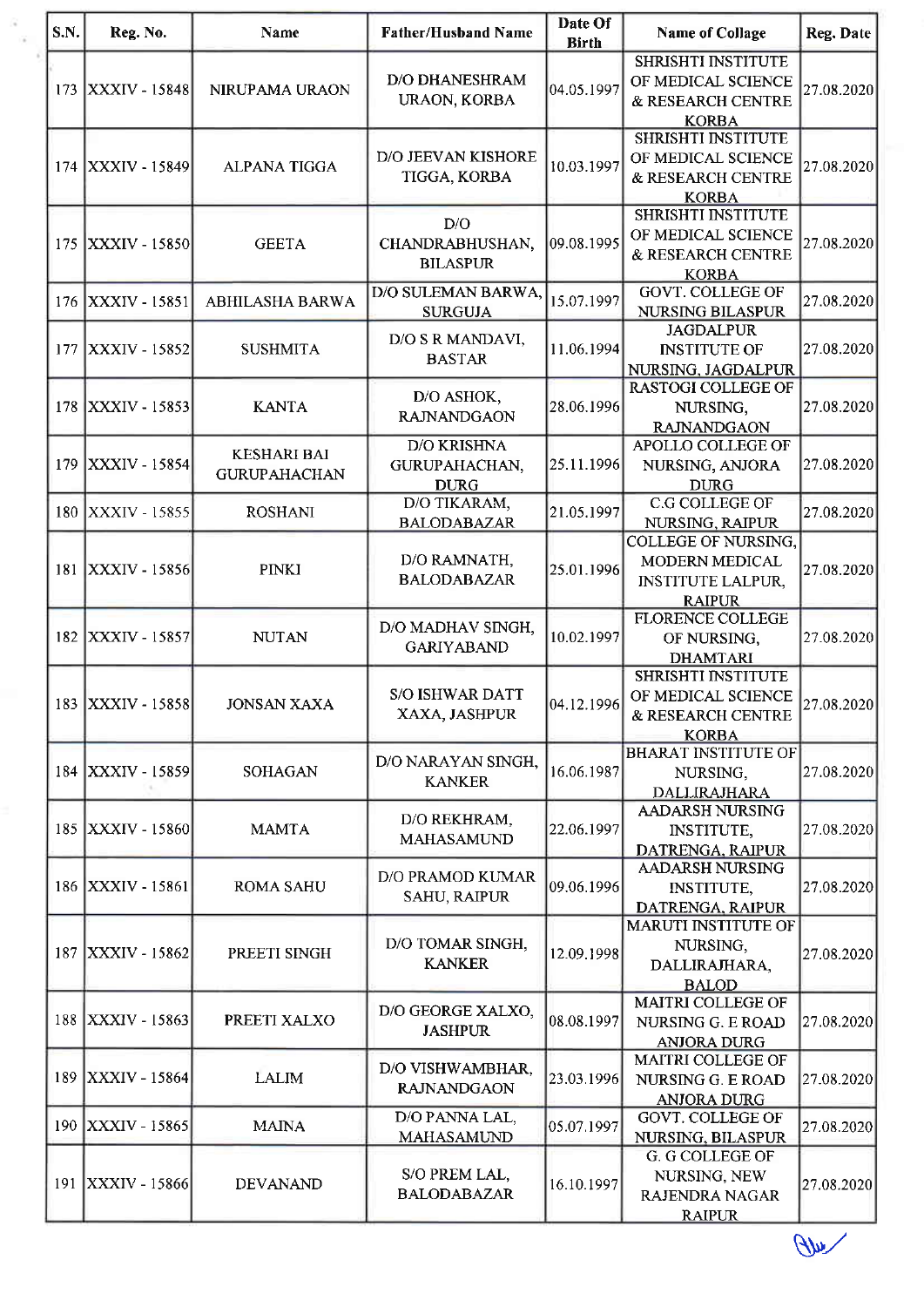| S.N. | Reg. No. | Name | Father/Husband Name | Date Of Birth | Name of Collage | Reg. Date |
|---|---|---|---|---|---|---|
| 173 | XXXIV - 15848 | NIRUPAMA URAON | D/O DHANESHRAM URAON, KORBA | 04.05.1997 | SHRISHTI INSTITUTE OF MEDICAL SCIENCE & RESEARCH CENTRE KORBA | 27.08.2020 |
| 174 | XXXIV - 15849 | ALPANA TIGGA | D/O JEEVAN KISHORE TIGGA, KORBA | 10.03.1997 | SHRISHTI INSTITUTE OF MEDICAL SCIENCE & RESEARCH CENTRE KORBA | 27.08.2020 |
| 175 | XXXIV - 15850 | GEETA | D/O CHANDRABHUSHAN, BILASPUR | 09.08.1995 | SHRISHTI INSTITUTE OF MEDICAL SCIENCE & RESEARCH CENTRE KORBA | 27.08.2020 |
| 176 | XXXIV - 15851 | ABHILASHA BARWA | D/O SULEMAN BARWA, SURGUJA | 15.07.1997 | GOVT. COLLEGE OF NURSING BILASPUR | 27.08.2020 |
| 177 | XXXIV - 15852 | SUSHMITA | D/O S R MANDAVI, BASTAR | 11.06.1994 | JAGDALPUR INSTITUTE OF NURSING, JAGDALPUR | 27.08.2020 |
| 178 | XXXIV - 15853 | KANTA | D/O ASHOK, RAJNANDGAON | 28.06.1996 | RASTOGI COLLEGE OF NURSING, RAJNANDGAON | 27.08.2020 |
| 179 | XXXIV - 15854 | KESHARI BAI GURUPAHACHAN | D/O KRISHNA GURUPAHACHAN, DURG | 25.11.1996 | APOLLO COLLEGE OF NURSING, ANJORA DURG | 27.08.2020 |
| 180 | XXXIV - 15855 | ROSHANI | D/O TIKARAM, BALODABAZAR | 21.05.1997 | C.G COLLEGE OF NURSING, RAIPUR | 27.08.2020 |
| 181 | XXXIV - 15856 | PINKI | D/O RAMNATH, BALODABAZAR | 25.01.1996 | COLLEGE OF NURSING, MODERN MEDICAL INSTITUTE LALPUR, RAIPUR | 27.08.2020 |
| 182 | XXXIV - 15857 | NUTAN | D/O MADHAV SINGH, GARIYABAND | 10.02.1997 | FLORENCE COLLEGE OF NURSING, DHAMTARI | 27.08.2020 |
| 183 | XXXIV - 15858 | JONSAN XAXA | S/O ISHWAR DATT XAXA, JASHPUR | 04.12.1996 | SHRISHTI INSTITUTE OF MEDICAL SCIENCE & RESEARCH CENTRE KORBA | 27.08.2020 |
| 184 | XXXIV - 15859 | SOHAGAN | D/O NARAYAN SINGH, KANKER | 16.06.1987 | BHARAT INSTITUTE OF NURSING, DALLIRAJHARA | 27.08.2020 |
| 185 | XXXIV - 15860 | MAMTA | D/O REKHRAM, MAHASAMUND | 22.06.1997 | AADARSH NURSING INSTITUTE, DATRENGA, RAIPUR | 27.08.2020 |
| 186 | XXXIV - 15861 | ROMA SAHU | D/O PRAMOD KUMAR SAHU, RAIPUR | 09.06.1996 | AADARSH NURSING INSTITUTE, DATRENGA, RAIPUR | 27.08.2020 |
| 187 | XXXIV - 15862 | PREETI SINGH | D/O TOMAR SINGH, KANKER | 12.09.1998 | MARUTI INSTITUTE OF NURSING, DALLIRAJHARA, BALOD | 27.08.2020 |
| 188 | XXXIV - 15863 | PREETI XALXO | D/O GEORGE XALXO, JASHPUR | 08.08.1997 | MAITRI COLLEGE OF NURSING G. E ROAD ANJORA DURG | 27.08.2020 |
| 189 | XXXIV - 15864 | LALIM | D/O VISHWAMBHAR, RAJNANDGAON | 23.03.1996 | MAITRI COLLEGE OF NURSING G. E ROAD ANJORA DURG | 27.08.2020 |
| 190 | XXXIV - 15865 | MAINA | D/O PANNA LAL, MAHASAMUND | 05.07.1997 | GOVT. COLLEGE OF NURSING, BILASPUR | 27.08.2020 |
| 191 | XXXIV - 15866 | DEVANAND | S/O PREM LAL, BALODABAZAR | 16.10.1997 | G. G COLLEGE OF NURSING, NEW RAJENDRA NAGAR RAIPUR | 27.08.2020 |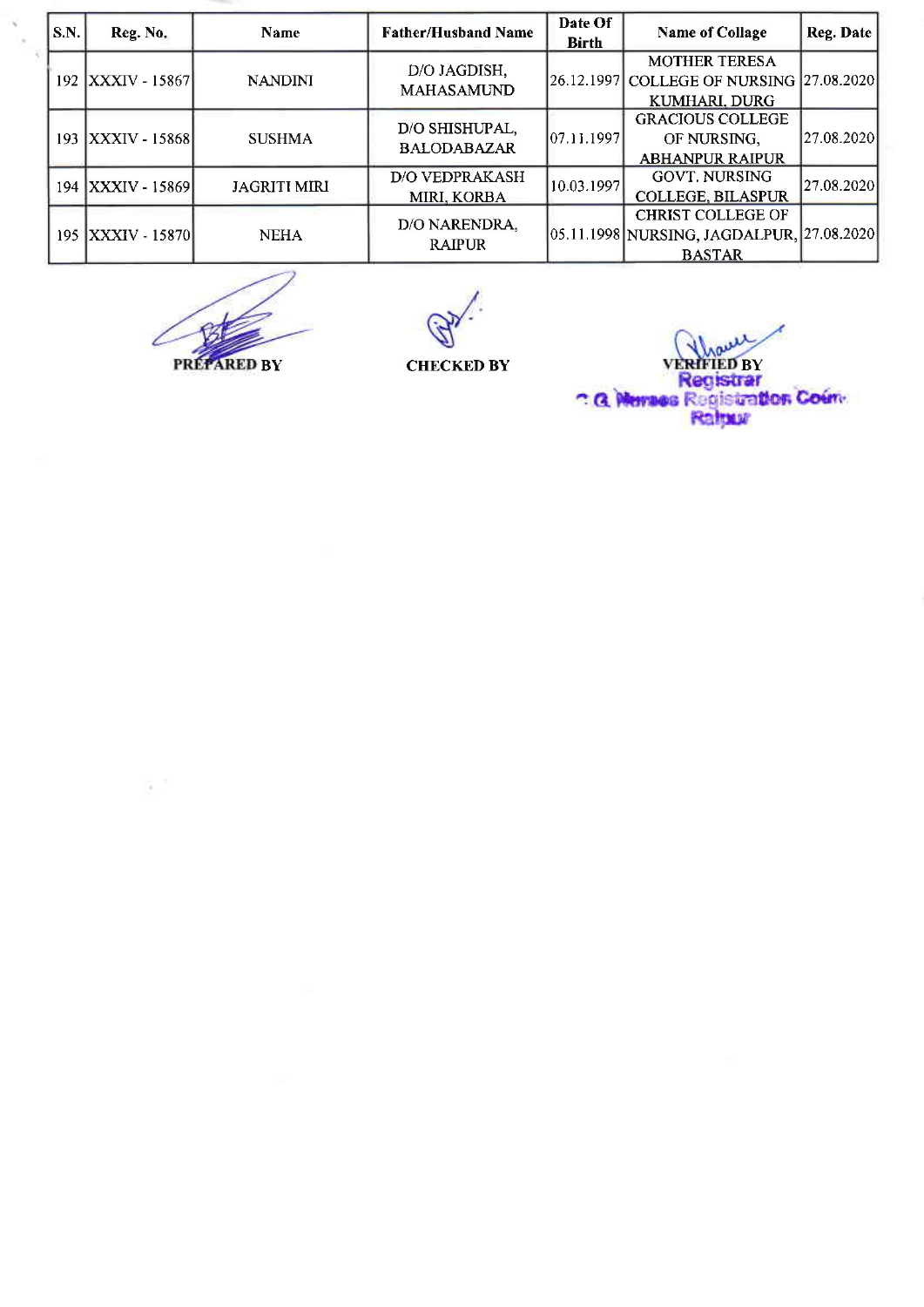| S.N. | Reg. No. | Name | Father/Husband Name | Date Of Birth | Name of Collage | Reg. Date |
|---|---|---|---|---|---|---|
| 192 | XXXIV - 15867 | NANDINI | D/O JAGDISH, MAHASAMUND | 26.12.1997 | MOTHER TERESA COLLEGE OF NURSING KUMHARI, DURG | 27.08.2020 |
| 193 | XXXIV - 15868 | SUSHMA | D/O SHISHUPAL, BALODABAZAR | 07.11.1997 | GRACIOUS COLLEGE OF NURSING, ABHANPUR RAIPUR | 27.08.2020 |
| 194 | XXXIV - 15869 | JAGRITI MIRI | D/O VEDPRAKASH MIRI, KORBA | 10.03.1997 | GOVT. NURSING COLLEGE, BILASPUR | 27.08.2020 |
| 195 | XXXIV - 15870 | NEHA | D/O NARENDRA, RAIPUR | 05.11.1998 | CHRIST COLLEGE OF NURSING, JAGDALPUR, BASTAR | 27.08.2020 |

PREPARED BY

CHECKED BY

VERIFIED BY

Registrar
C.G. Nurses Registration Coun.
Raipur